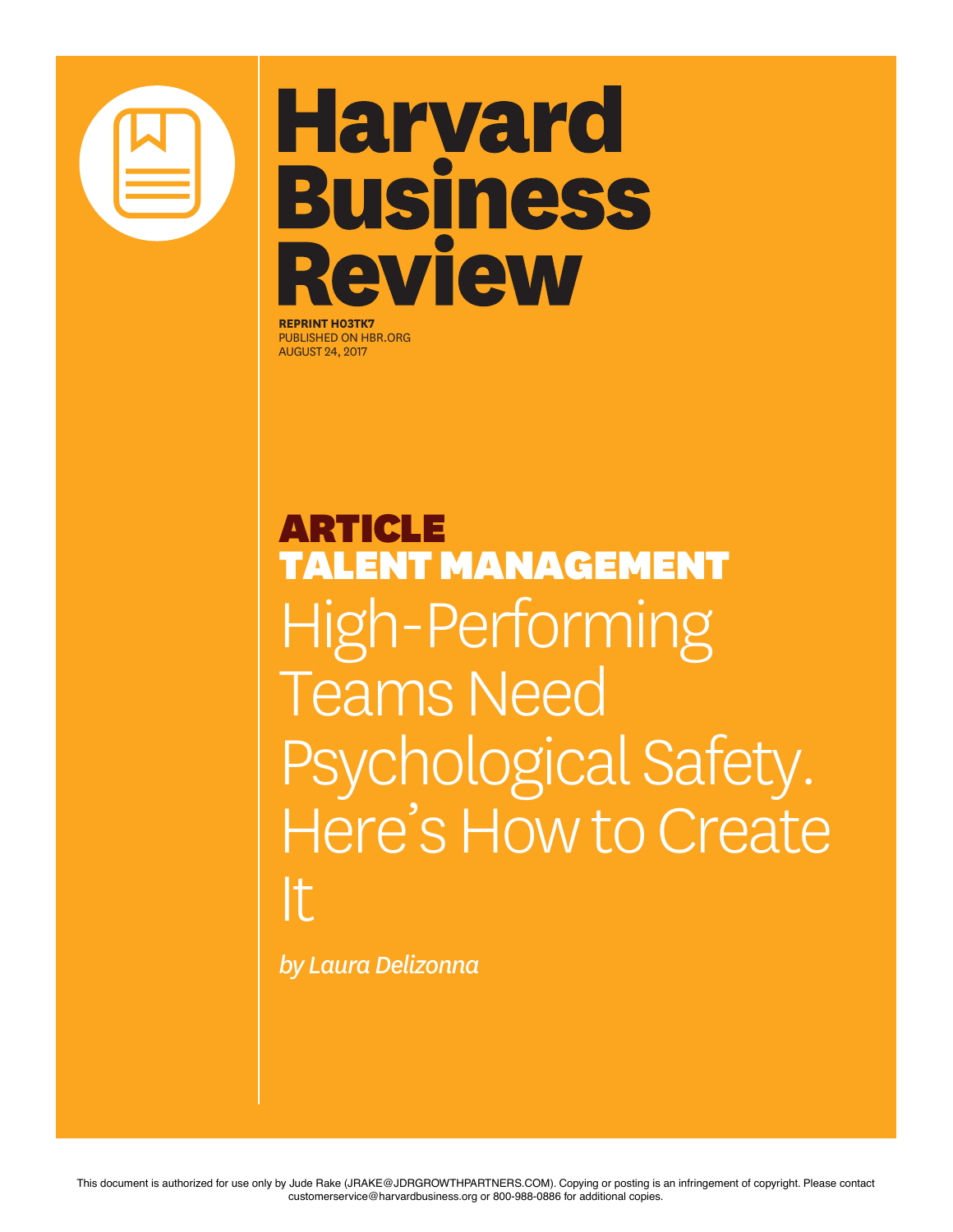# Harvard Business Review

**REPRINT H03TK7**
PUBLISHED ON HBR.ORG
AUGUST 24, 2017

**ARTICLE**
**TALENT MANAGEMENT**

# High-Performing Teams Need Psychological Safety. Here's How to Create It

*by Laura Delizonna*

This document is authorized for use only by Jude Rake (JRAKE@JDRGROWTHPARTNERS.COM). Copying or posting is an infringement of copyright. Please contact customerservice@harvardbusiness.org or 800-988-0886 for additional copies.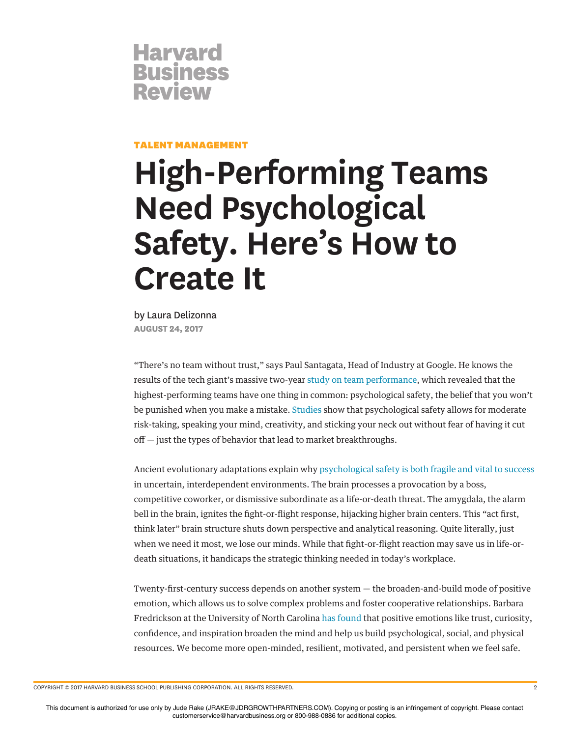Harvard Business Review

TALENT MANAGEMENT

# High-Performing Teams Need Psychological Safety. Here's How to Create It

by Laura Delizonna

AUGUST 24, 2017

"There's no team without trust," says Paul Santagata, Head of Industry at Google. He knows the results of the tech giant's massive two-year study on team performance, which revealed that the highest-performing teams have one thing in common: psychological safety, the belief that you won't be punished when you make a mistake. Studies show that psychological safety allows for moderate risk-taking, speaking your mind, creativity, and sticking your neck out without fear of having it cut off — just the types of behavior that lead to market breakthroughs.

Ancient evolutionary adaptations explain why psychological safety is both fragile and vital to success in uncertain, interdependent environments. The brain processes a provocation by a boss, competitive coworker, or dismissive subordinate as a life-or-death threat. The amygdala, the alarm bell in the brain, ignites the fight-or-flight response, hijacking higher brain centers. This "act first, think later" brain structure shuts down perspective and analytical reasoning. Quite literally, just when we need it most, we lose our minds. While that fight-or-flight reaction may save us in life-or-death situations, it handicaps the strategic thinking needed in today's workplace.

Twenty-first-century success depends on another system — the broaden-and-build mode of positive emotion, which allows us to solve complex problems and foster cooperative relationships. Barbara Fredrickson at the University of North Carolina has found that positive emotions like trust, curiosity, confidence, and inspiration broaden the mind and help us build psychological, social, and physical resources. We become more open-minded, resilient, motivated, and persistent when we feel safe.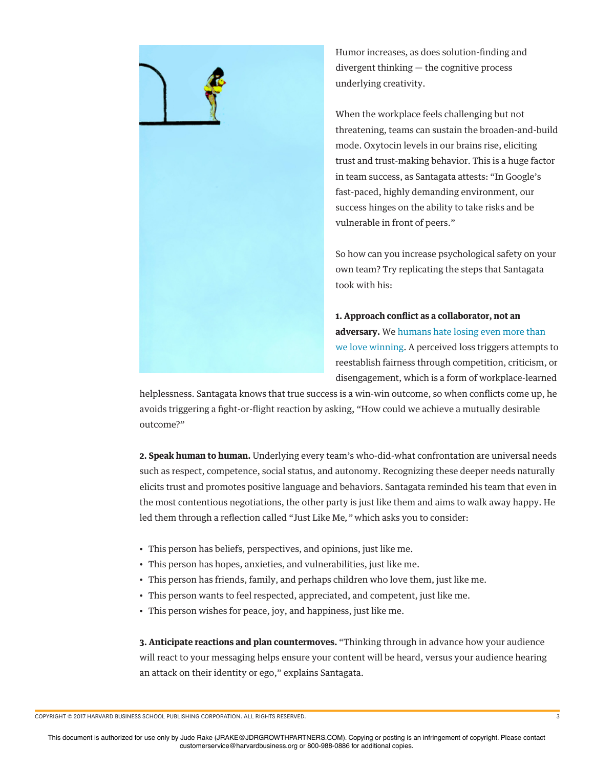Humor increases, as does solution-finding and divergent thinking — the cognitive process underlying creativity.

When the workplace feels challenging but not threatening, teams can sustain the broaden-and-build mode. Oxytocin levels in our brains rise, eliciting trust and trust-making behavior. This is a huge factor in team success, as Santagata attests: "In Google's fast-paced, highly demanding environment, our success hinges on the ability to take risks and be vulnerable in front of peers."

So how can you increase psychological safety on your own team? Try replicating the steps that Santagata took with his:

**1. Approach conflict as a collaborator, not an adversary.** We humans hate losing even more than we love winning. A perceived loss triggers attempts to reestablish fairness through competition, criticism, or disengagement, which is a form of workplace-learned helplessness. Santagata knows that true success is a win-win outcome, so when conflicts come up, he avoids triggering a fight-or-flight reaction by asking, "How could we achieve a mutually desirable outcome?"

**2. Speak human to human.** Underlying every team's who-did-what confrontation are universal needs such as respect, competence, social status, and autonomy. Recognizing these deeper needs naturally elicits trust and promotes positive language and behaviors. Santagata reminded his team that even in the most contentious negotiations, the other party is just like them and aims to walk away happy. He led them through a reflection called "Just Like Me," which asks you to consider:

- This person has beliefs, perspectives, and opinions, just like me.
- This person has hopes, anxieties, and vulnerabilities, just like me.
- This person has friends, family, and perhaps children who love them, just like me.
- This person wants to feel respected, appreciated, and competent, just like me.
- This person wishes for peace, joy, and happiness, just like me.

**3. Anticipate reactions and plan countermoves.** "Thinking through in advance how your audience will react to your messaging helps ensure your content will be heard, versus your audience hearing an attack on their identity or ego," explains Santagata.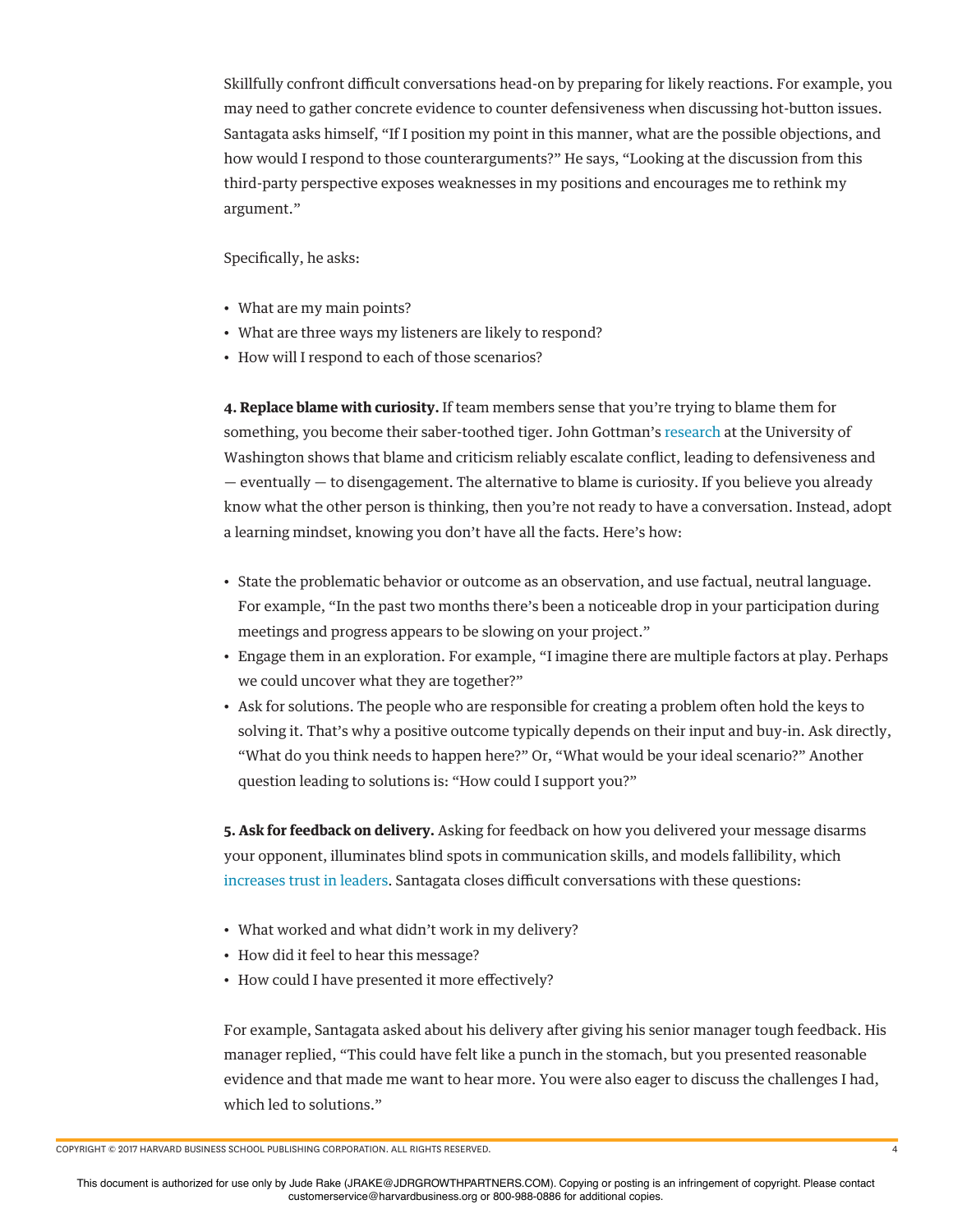Skillfully confront difficult conversations head-on by preparing for likely reactions. For example, you may need to gather concrete evidence to counter defensiveness when discussing hot-button issues. Santagata asks himself, "If I position my point in this manner, what are the possible objections, and how would I respond to those counterarguments?" He says, "Looking at the discussion from this third-party perspective exposes weaknesses in my positions and encourages me to rethink my argument."

Specifically, he asks:

- What are my main points?
- What are three ways my listeners are likely to respond?
- How will I respond to each of those scenarios?

**4. Replace blame with curiosity.** If team members sense that you're trying to blame them for something, you become their saber-toothed tiger. John Gottman's research at the University of Washington shows that blame and criticism reliably escalate conflict, leading to defensiveness and — eventually — to disengagement. The alternative to blame is curiosity. If you believe you already know what the other person is thinking, then you're not ready to have a conversation. Instead, adopt a learning mindset, knowing you don't have all the facts. Here's how:

- State the problematic behavior or outcome as an observation, and use factual, neutral language. For example, "In the past two months there's been a noticeable drop in your participation during meetings and progress appears to be slowing on your project."
- Engage them in an exploration. For example, "I imagine there are multiple factors at play. Perhaps we could uncover what they are together?"
- Ask for solutions. The people who are responsible for creating a problem often hold the keys to solving it. That's why a positive outcome typically depends on their input and buy-in. Ask directly, "What do you think needs to happen here?" Or, "What would be your ideal scenario?" Another question leading to solutions is: "How could I support you?"

**5. Ask for feedback on delivery.** Asking for feedback on how you delivered your message disarms your opponent, illuminates blind spots in communication skills, and models fallibility, which increases trust in leaders. Santagata closes difficult conversations with these questions:

- What worked and what didn't work in my delivery?
- How did it feel to hear this message?
- How could I have presented it more effectively?

For example, Santagata asked about his delivery after giving his senior manager tough feedback. His manager replied, "This could have felt like a punch in the stomach, but you presented reasonable evidence and that made me want to hear more. You were also eager to discuss the challenges I had, which led to solutions."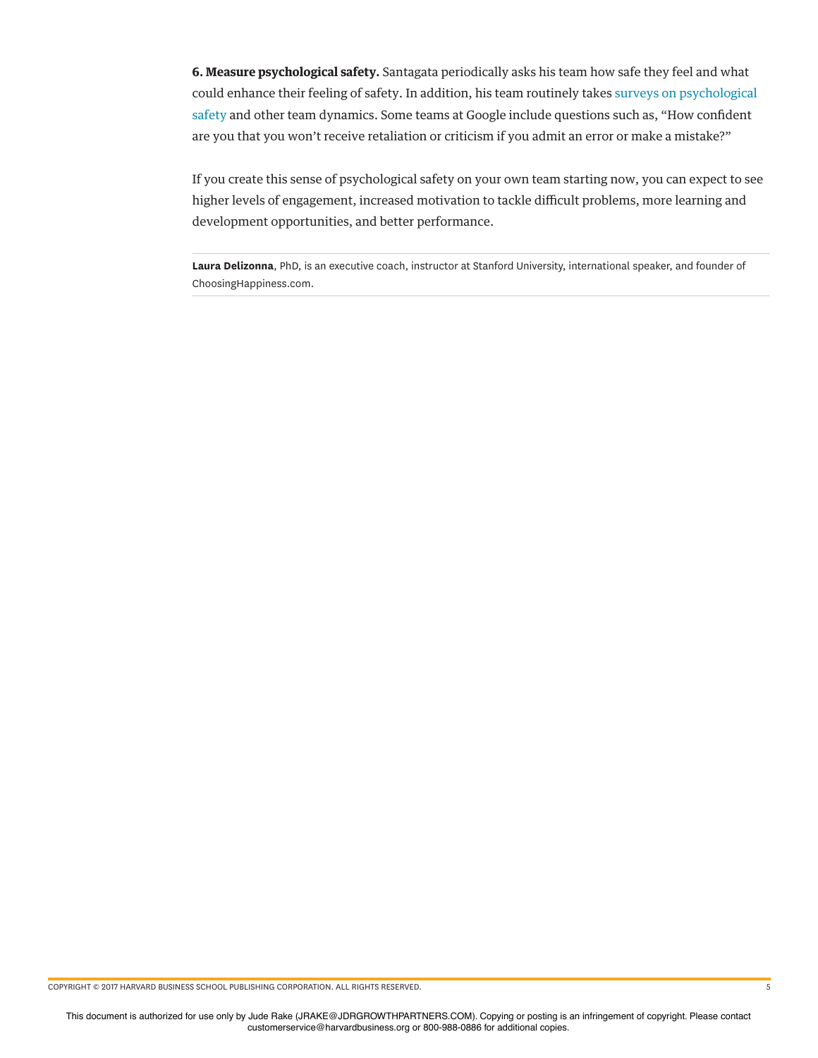**6. Measure psychological safety.** Santagata periodically asks his team how safe they feel and what could enhance their feeling of safety. In addition, his team routinely takes surveys on psychological safety and other team dynamics. Some teams at Google include questions such as, "How confident are you that you won't receive retaliation or criticism if you admit an error or make a mistake?"

If you create this sense of psychological safety on your own team starting now, you can expect to see higher levels of engagement, increased motivation to tackle difficult problems, more learning and development opportunities, and better performance.

---

**Laura Delizonna**, PhD, is an executive coach, instructor at Stanford University, international speaker, and founder of ChoosingHappiness.com.

---